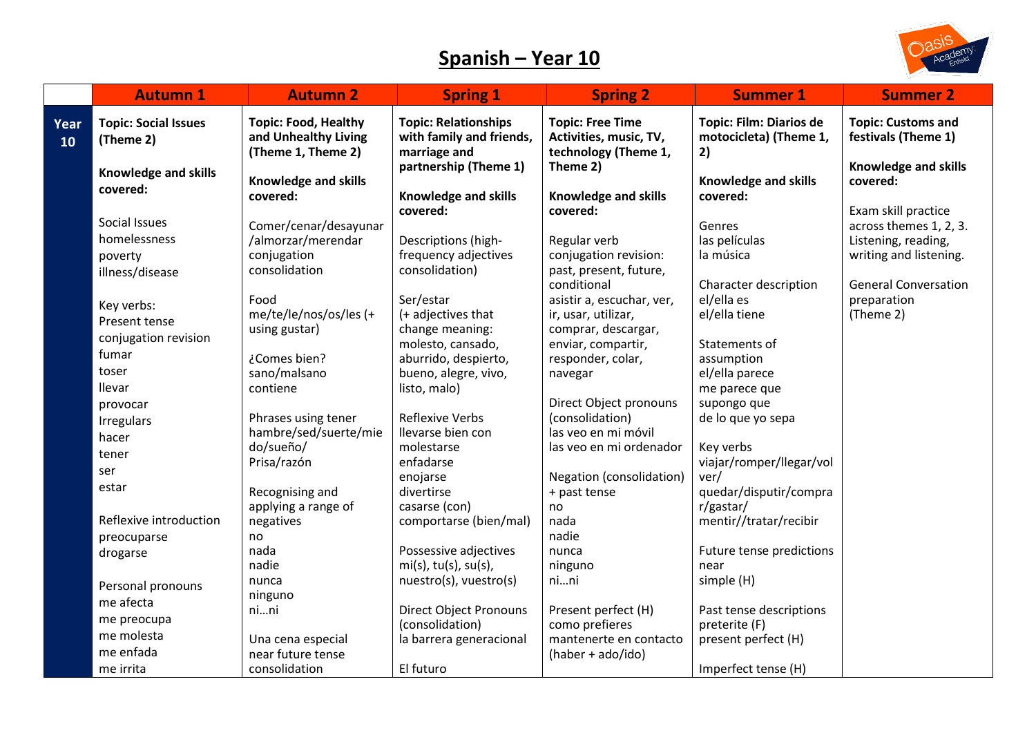# Spanish – Year 10

| | Autumn 1 | Autumn 2 | Spring 1 | Spring 2 | Summer 1 | Summer 2 |
|---|---|---|---|---|---|---|
| **Year 10** | **Topic: Social Issues (Theme 2)**<br><br>**Knowledge and skills covered:**<br><br>Social Issues<br>homelessness<br>poverty<br>illness/disease<br><br>Key verbs:<br>Present tense conjugation revision<br>fumar<br>toser<br>llevar<br>provocar<br>Irregulars<br>hacer<br>tener<br>ser<br>estar<br><br>Reflexive introduction<br>preocuparse<br>drogarse<br><br>Personal pronouns<br>me afecta<br>me preocupa<br>me molesta<br>me enfada<br>me irrita | **Topic: Food, Healthy and Unhealthy Living (Theme 1, Theme 2)**<br><br>**Knowledge and skills covered:**<br><br>Comer/cenar/desayunar /almorzar/merendar conjugation consolidation<br><br>Food<br>me/te/le/nos/os/les (+ using gustar)<br><br>¿Comes bien?<br>sano/malsano<br>contiene<br><br>Phrases using tener hambre/sed/suerte/miedo/sueño/<br>Prisa/razón<br><br>Recognising and applying a range of negatives<br>no<br>nada<br>nadie<br>nunca<br>ninguno<br>ni…ni<br><br>Una cena especial<br>near future tense consolidation | **Topic: Relationships with family and friends, marriage and partnership (Theme 1)**<br><br>**Knowledge and skills covered:**<br><br>Descriptions (high-frequency adjectives consolidation)<br><br>Ser/estar<br>(+ adjectives that change meaning: molesto, cansado, aburrido, despierto, bueno, alegre, vivo, listo, malo)<br><br>Reflexive Verbs<br>llevarse bien con<br>molestarse<br>enfadarse<br>enojarse<br>divertirse<br>casarse (con)<br>comportarse (bien/mal)<br><br>Possessive adjectives<br>mi(s), tu(s), su(s), nuestro(s), vuestro(s)<br><br>Direct Object Pronouns (consolidation)<br>la barrera generacional<br><br>El futuro | **Topic: Free Time Activities, music, TV, technology (Theme 1, Theme 2)**<br><br>**Knowledge and skills covered:**<br><br>Regular verb conjugation revision: past, present, future, conditional<br>asistir a, escuchar, ver, ir, usar, utilizar, comprar, descargar, enviar, compartir, responder, colar, navegar<br><br>Direct Object pronouns (consolidation)<br>las veo en mi móvil<br>las veo en mi ordenador<br><br>Negation (consolidation) + past tense<br>no<br>nada<br>nadie<br>nunca<br>ninguno<br>ni…ni<br><br>Present perfect (H)<br>como prefieres mantenerte en contacto (haber + ado/ido) | **Topic: Film: Diarios de motocicleta) (Theme 1, 2)**<br><br>**Knowledge and skills covered:**<br><br>Genres<br>las películas<br>la música<br><br>Character description<br>el/ella es<br>el/ella tiene<br><br>Statements of assumption<br>el/ella parece<br>me parece que<br>supongo que<br>de lo que yo sepa<br><br>Key verbs<br>viajar/romper/llegar/volver/<br>quedar/disputir/comprar/gastar/<br>mentir//tratar/recibir<br><br>Future tense predictions<br>near<br>simple (H)<br><br>Past tense descriptions<br>preterite (F)<br>present perfect (H)<br><br>Imperfect tense (H) | **Topic: Customs and festivals (Theme 1)**<br><br>**Knowledge and skills covered:**<br><br>Exam skill practice across themes 1, 2, 3. Listening, reading, writing and listening.<br><br>General Conversation preparation<br>(Theme 2) |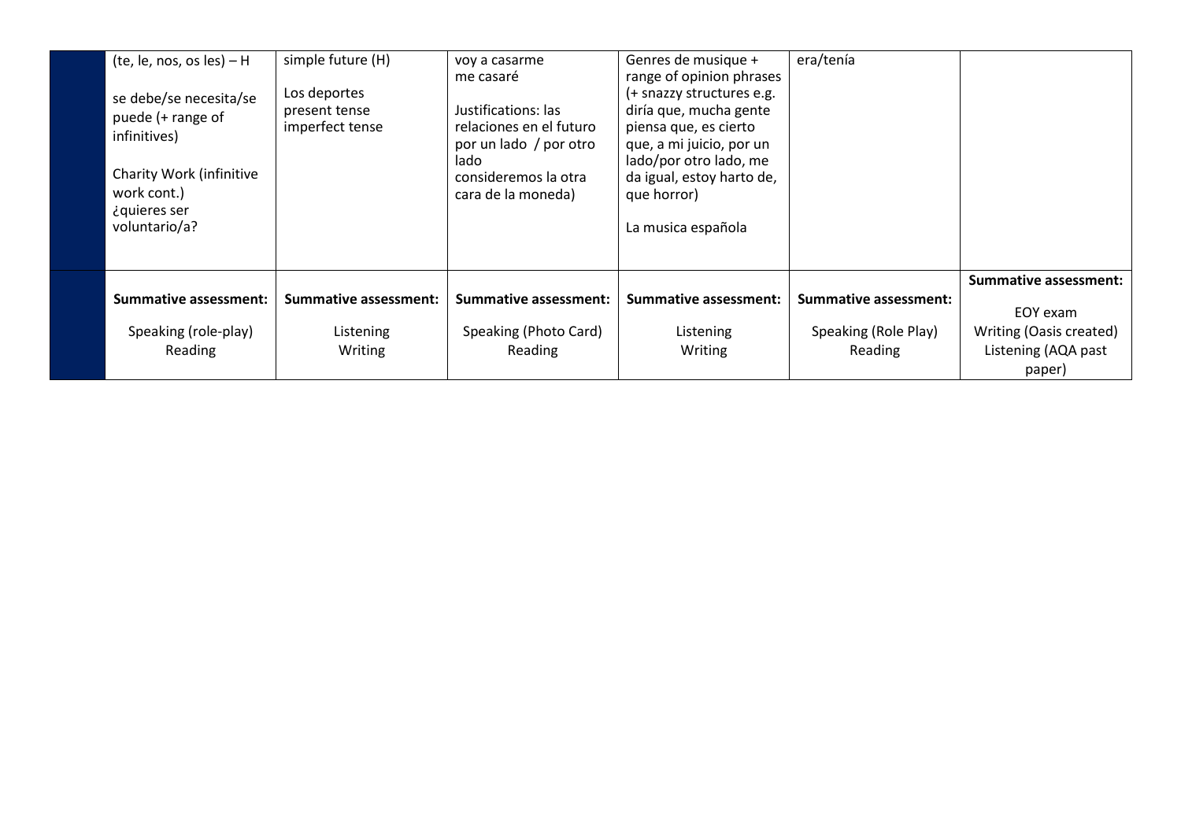| | | | | | | |
|---|---|---|---|---|---|---|
| | (te, le, nos, os les) – H<br><br>se debe/se necesita/se puede (+ range of infinitives)<br><br>Charity Work (infinitive work cont.)<br>¿quieres ser voluntario/a? | simple future (H)<br><br>Los deportes<br>present tense<br>imperfect tense | voy a casarme<br>me casaré<br><br>Justifications: las relaciones en el futuro<br>por un lado / por otro lado<br>consideremos la otra cara de la moneda) | Genres de musique + range of opinion phrases (+ snazzy structures e.g. diría que, mucha gente piensa que, es cierto que, a mi juicio, por un lado/por otro lado, me da igual, estoy harto de, que horror)<br><br>La musica española | era/tenía | |
| | **Summative assessment:**<br><br>Speaking (role-play)<br>Reading | **Summative assessment:**<br><br>Listening<br>Writing | **Summative assessment:**<br><br>Speaking (Photo Card)<br>Reading | **Summative assessment:**<br><br>Listening<br>Writing | **Summative assessment:**<br><br>Speaking (Role Play)<br>Reading | **Summative assessment:**<br><br>EOY exam<br>Writing (Oasis created)<br>Listening (AQA past paper) |